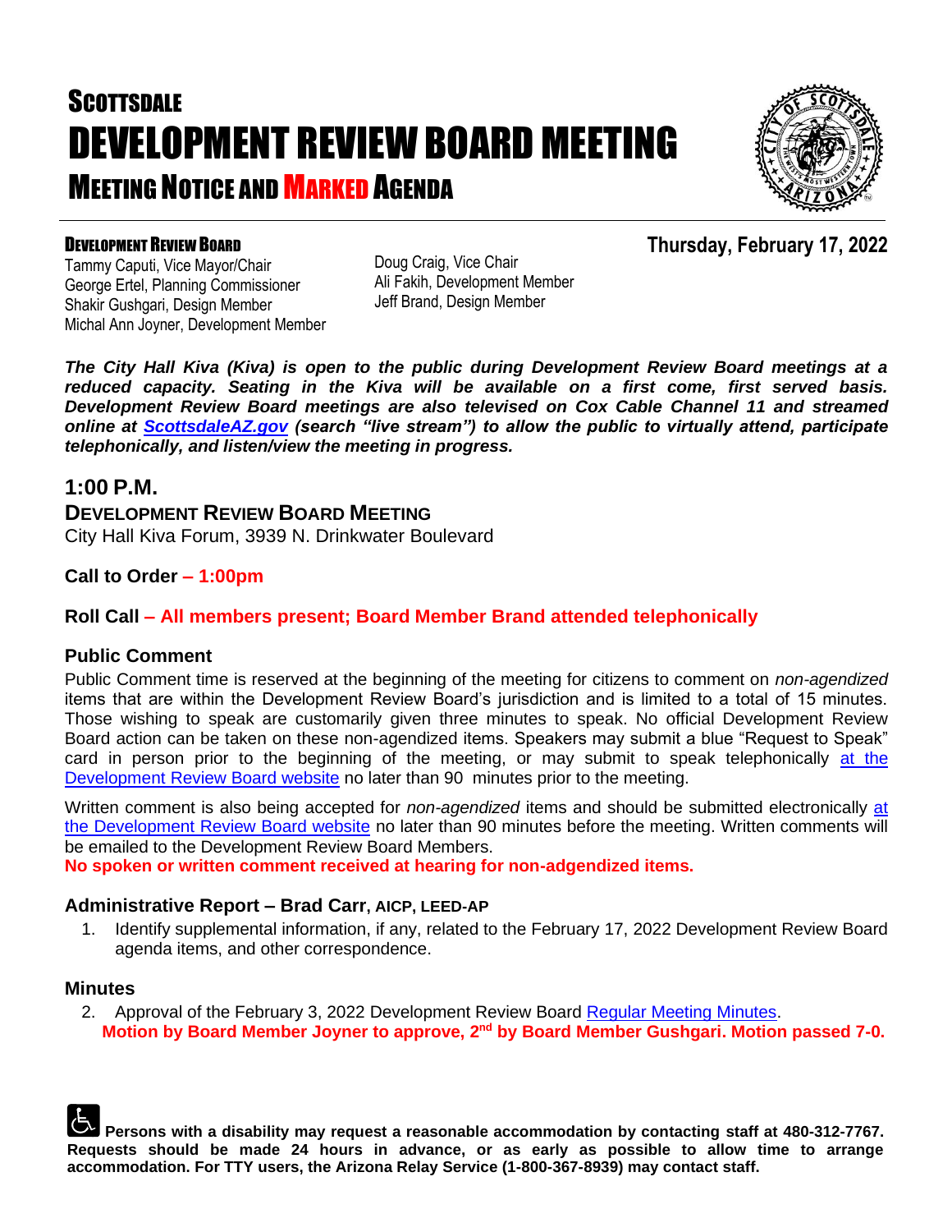# SCOTTSDALE DEVELOPMENT REVIEW BOARD MEETING

## MEETING NOTICE AND MARKED AGENDA

**DEVELOPMENT REVIEW BOARD**

**Thursday, February 17, 2022**

Tammy Caputi, Vice Mayor/Chair
George Ertel, Planning Commissioner
Shakir Gushgari, Design Member
Michal Ann Joyner, Development Member
Doug Craig, Vice Chair
Ali Fakih, Development Member
Jeff Brand, Design Member

***The City Hall Kiva (Kiva) is open to the public during Development Review Board meetings at a reduced capacity. Seating in the Kiva will be available on a first come, first served basis. Development Review Board meetings are also televised on Cox Cable Channel 11 and streamed online at ScottsdaleAZ.gov (search "live stream") to allow the public to virtually attend, participate telephonically, and listen/view the meeting in progress.***

## 1:00 P.M.

### DEVELOPMENT REVIEW BOARD MEETING

City Hall Kiva Forum, 3939 N. Drinkwater Boulevard

**Call to Order – 1:00pm**

**Roll Call – All members present; Board Member Brand attended telephonically**

### Public Comment

Public Comment time is reserved at the beginning of the meeting for citizens to comment on *non-agendized* items that are within the Development Review Board's jurisdiction and is limited to a total of 15 minutes. Those wishing to speak are customarily given three minutes to speak. No official Development Review Board action can be taken on these non-agendized items. Speakers may submit a blue "Request to Speak" card in person prior to the beginning of the meeting, or may submit to speak telephonically at the Development Review Board website no later than 90 minutes prior to the meeting.

Written comment is also being accepted for *non-agendized* items and should be submitted electronically at the Development Review Board website no later than 90 minutes before the meeting. Written comments will be emailed to the Development Review Board Members.

**No spoken or written comment received at hearing for non-adgendized items.**

### Administrative Report – Brad Carr, AICP, LEED-AP

1. Identify supplemental information, if any, related to the February 17, 2022 Development Review Board agenda items, and other correspondence.

### Minutes

2. Approval of the February 3, 2022 Development Review Board Regular Meeting Minutes.
   **Motion by Board Member Joyner to approve, 2nd by Board Member Gushgari. Motion passed 7-0.**

**Persons with a disability may request a reasonable accommodation by contacting staff at 480-312-7767. Requests should be made 24 hours in advance, or as early as possible to allow time to arrange accommodation. For TTY users, the Arizona Relay Service (1-800-367-8939) may contact staff.**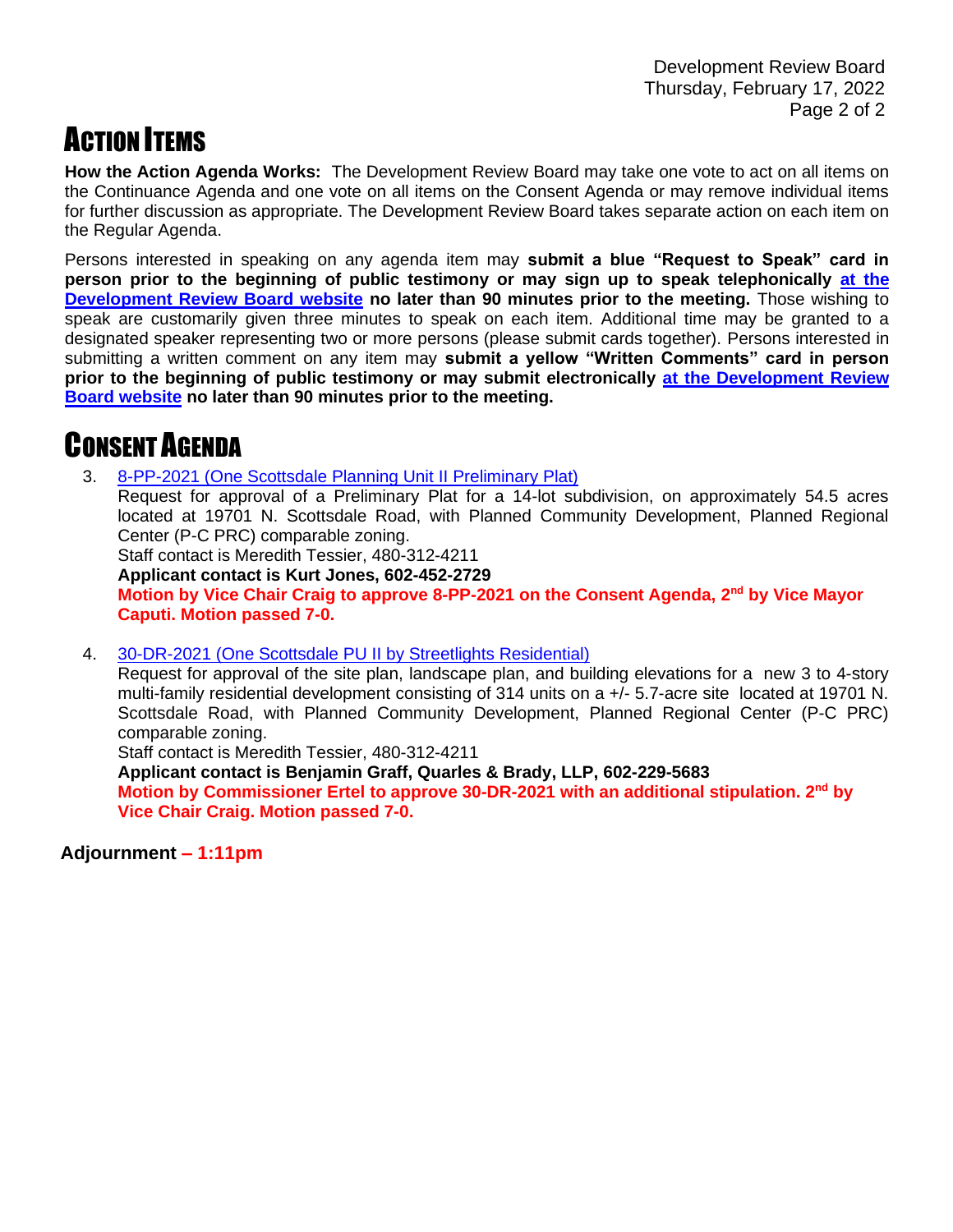# ACTION ITEMS

**How the Action Agenda Works:** The Development Review Board may take one vote to act on all items on the Continuance Agenda and one vote on all items on the Consent Agenda or may remove individual items for further discussion as appropriate. The Development Review Board takes separate action on each item on the Regular Agenda.

Persons interested in speaking on any agenda item may **submit a blue "Request to Speak" card in person prior to the beginning of public testimony or may sign up to speak telephonically at the Development Review Board website no later than 90 minutes prior to the meeting.** Those wishing to speak are customarily given three minutes to speak on each item. Additional time may be granted to a designated speaker representing two or more persons (please submit cards together). Persons interested in submitting a written comment on any item may **submit a yellow "Written Comments" card in person prior to the beginning of public testimony or may submit electronically at the Development Review Board website no later than 90 minutes prior to the meeting.**

# CONSENT AGENDA

3. 8-PP-2021 (One Scottsdale Planning Unit II Preliminary Plat)
   Request for approval of a Preliminary Plat for a 14-lot subdivision, on approximately 54.5 acres located at 19701 N. Scottsdale Road, with Planned Community Development, Planned Regional Center (P-C PRC) comparable zoning.
   Staff contact is Meredith Tessier, 480-312-4211
   **Applicant contact is Kurt Jones, 602-452-2729**
   **Motion by Vice Chair Craig to approve 8-PP-2021 on the Consent Agenda, 2nd by Vice Mayor Caputi. Motion passed 7-0.**

4. 30-DR-2021 (One Scottsdale PU II by Streetlights Residential)
   Request for approval of the site plan, landscape plan, and building elevations for a new 3 to 4-story multi-family residential development consisting of 314 units on a +/- 5.7-acre site located at 19701 N. Scottsdale Road, with Planned Community Development, Planned Regional Center (P-C PRC) comparable zoning.
   Staff contact is Meredith Tessier, 480-312-4211
   **Applicant contact is Benjamin Graff, Quarles & Brady, LLP, 602-229-5683**
   **Motion by Commissioner Ertel to approve 30-DR-2021 with an additional stipulation. 2nd by Vice Chair Craig. Motion passed 7-0.**

**Adjournment – 1:11pm**